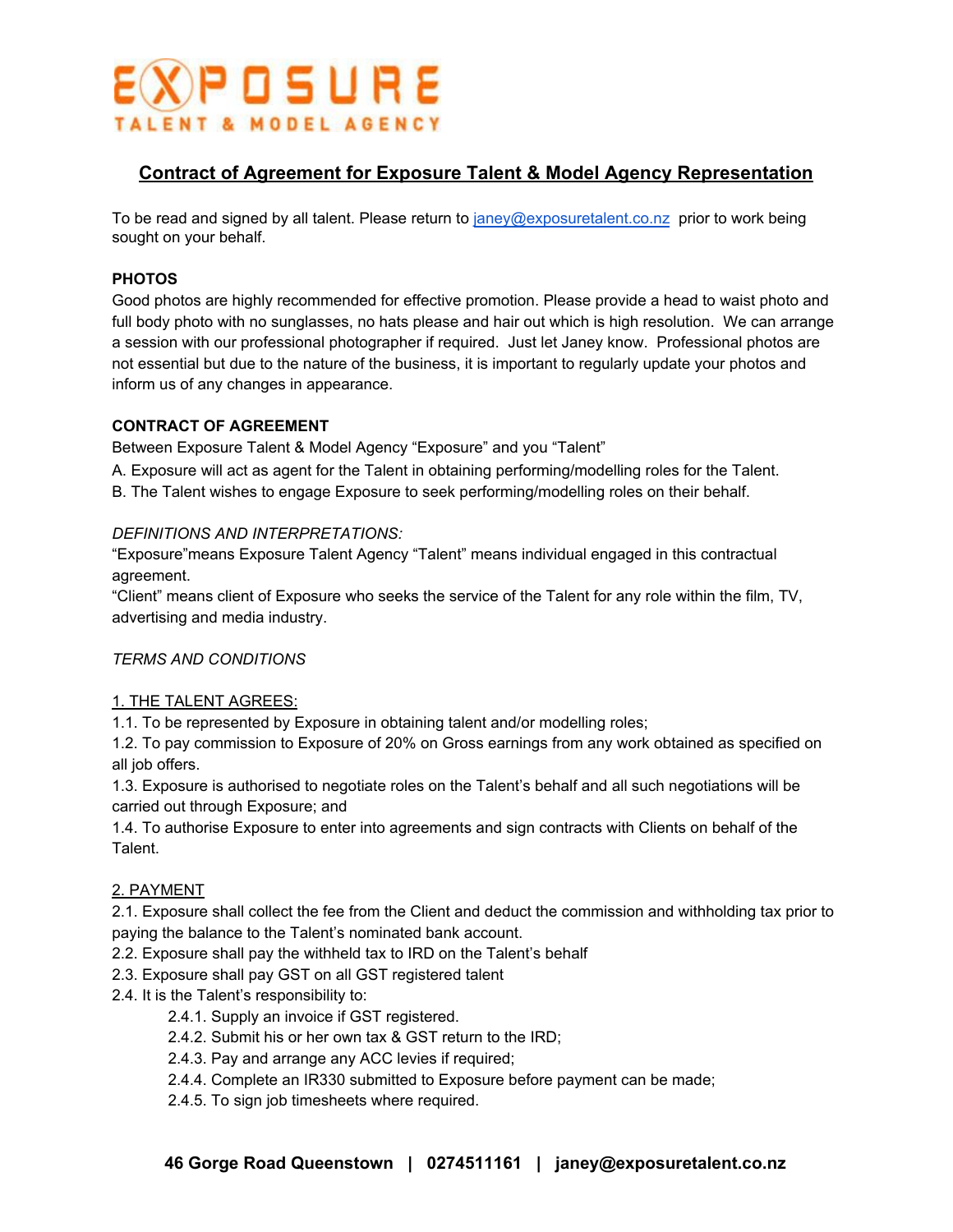EXPOSURE
TALENT & MODEL AGENCY

# Contract of Agreement for Exposure Talent & Model Agency Representation

To be read and signed by all talent. Please return to janey@exposuretalent.co.nz prior to work being sought on your behalf.

**PHOTOS**

Good photos are highly recommended for effective promotion. Please provide a head to waist photo and full body photo with no sunglasses, no hats please and hair out which is high resolution. We can arrange a session with our professional photographer if required. Just let Janey know. Professional photos are not essential but due to the nature of the business, it is important to regularly update your photos and inform us of any changes in appearance.

**CONTRACT OF AGREEMENT**

Between Exposure Talent & Model Agency "Exposure" and you "Talent"

A. Exposure will act as agent for the Talent in obtaining performing/modelling roles for the Talent.

B. The Talent wishes to engage Exposure to seek performing/modelling roles on their behalf.

*DEFINITIONS AND INTERPRETATIONS:*

"Exposure"means Exposure Talent Agency "Talent" means individual engaged in this contractual agreement.

"Client" means client of Exposure who seeks the service of the Talent for any role within the film, TV, advertising and media industry.

*TERMS AND CONDITIONS*

1. THE TALENT AGREES:

1.1. To be represented by Exposure in obtaining talent and/or modelling roles;

1.2. To pay commission to Exposure of 20% on Gross earnings from any work obtained as specified on all job offers.

1.3. Exposure is authorised to negotiate roles on the Talent's behalf and all such negotiations will be carried out through Exposure; and

1.4. To authorise Exposure to enter into agreements and sign contracts with Clients on behalf of the Talent.

2. PAYMENT

2.1. Exposure shall collect the fee from the Client and deduct the commission and withholding tax prior to paying the balance to the Talent's nominated bank account.

2.2. Exposure shall pay the withheld tax to IRD on the Talent's behalf

2.3. Exposure shall pay GST on all GST registered talent

2.4. It is the Talent's responsibility to:

- 2.4.1. Supply an invoice if GST registered.
- 2.4.2. Submit his or her own tax & GST return to the IRD;
- 2.4.3. Pay and arrange any ACC levies if required;
- 2.4.4. Complete an IR330 submitted to Exposure before payment can be made;
- 2.4.5. To sign job timesheets where required.

**46 Gorge Road Queenstown | 0274511161 | janey@exposuretalent.co.nz**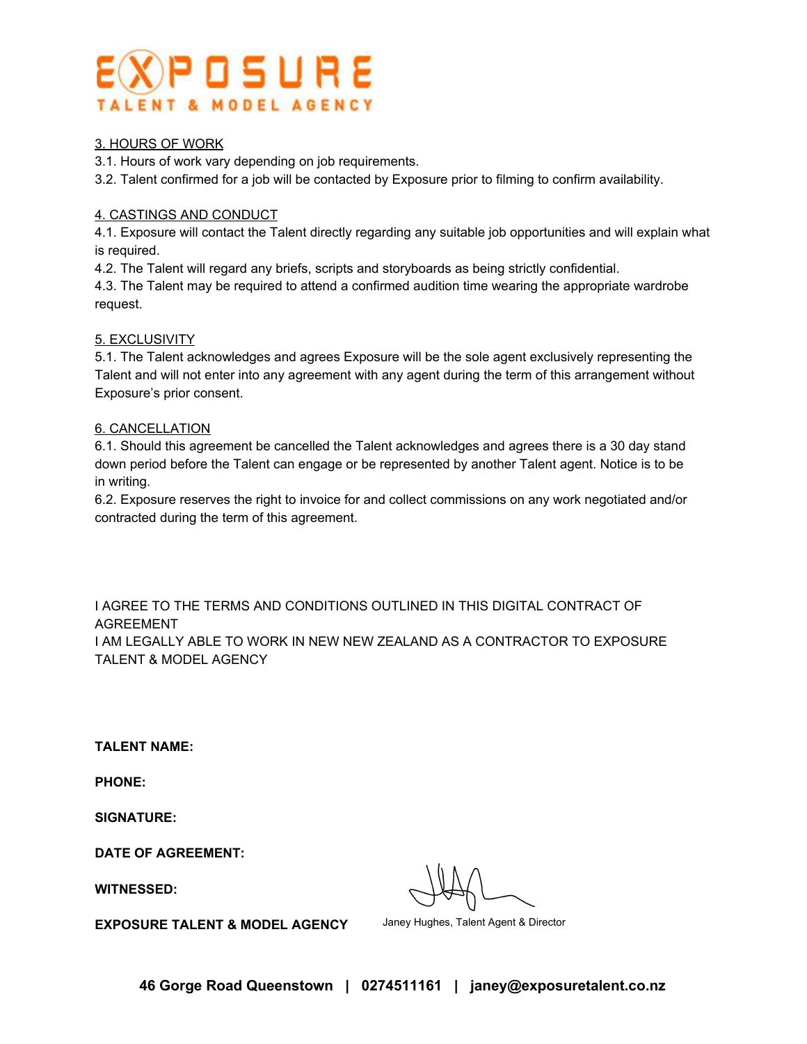## 3. HOURS OF WORK

3.1. Hours of work vary depending on job requirements.
3.2. Talent confirmed for a job will be contacted by Exposure prior to filming to confirm availability.

## 4. CASTINGS AND CONDUCT

4.1. Exposure will contact the Talent directly regarding any suitable job opportunities and will explain what is required.
4.2. The Talent will regard any briefs, scripts and storyboards as being strictly confidential.
4.3. The Talent may be required to attend a confirmed audition time wearing the appropriate wardrobe request.

## 5. EXCLUSIVITY

5.1. The Talent acknowledges and agrees Exposure will be the sole agent exclusively representing the Talent and will not enter into any agreement with any agent during the term of this arrangement without Exposure's prior consent.

## 6. CANCELLATION

6.1. Should this agreement be cancelled the Talent acknowledges and agrees there is a 30 day stand down period before the Talent can engage or be represented by another Talent agent. Notice is to be in writing.
6.2. Exposure reserves the right to invoice for and collect commissions on any work negotiated and/or contracted during the term of this agreement.

I AGREE TO THE TERMS AND CONDITIONS OUTLINED IN THIS DIGITAL CONTRACT OF AGREEMENT
I AM LEGALLY ABLE TO WORK IN NEW NEW ZEALAND AS A CONTRACTOR TO EXPOSURE TALENT & MODEL AGENCY

**TALENT NAME:**

**PHONE:**

**SIGNATURE:**

**DATE OF AGREEMENT:**

**WITNESSED:**

**EXPOSURE TALENT & MODEL AGENCY** Janey Hughes, Talent Agent & Director

**46 Gorge Road Queenstown | 0274511161 | janey@exposuretalent.co.nz**